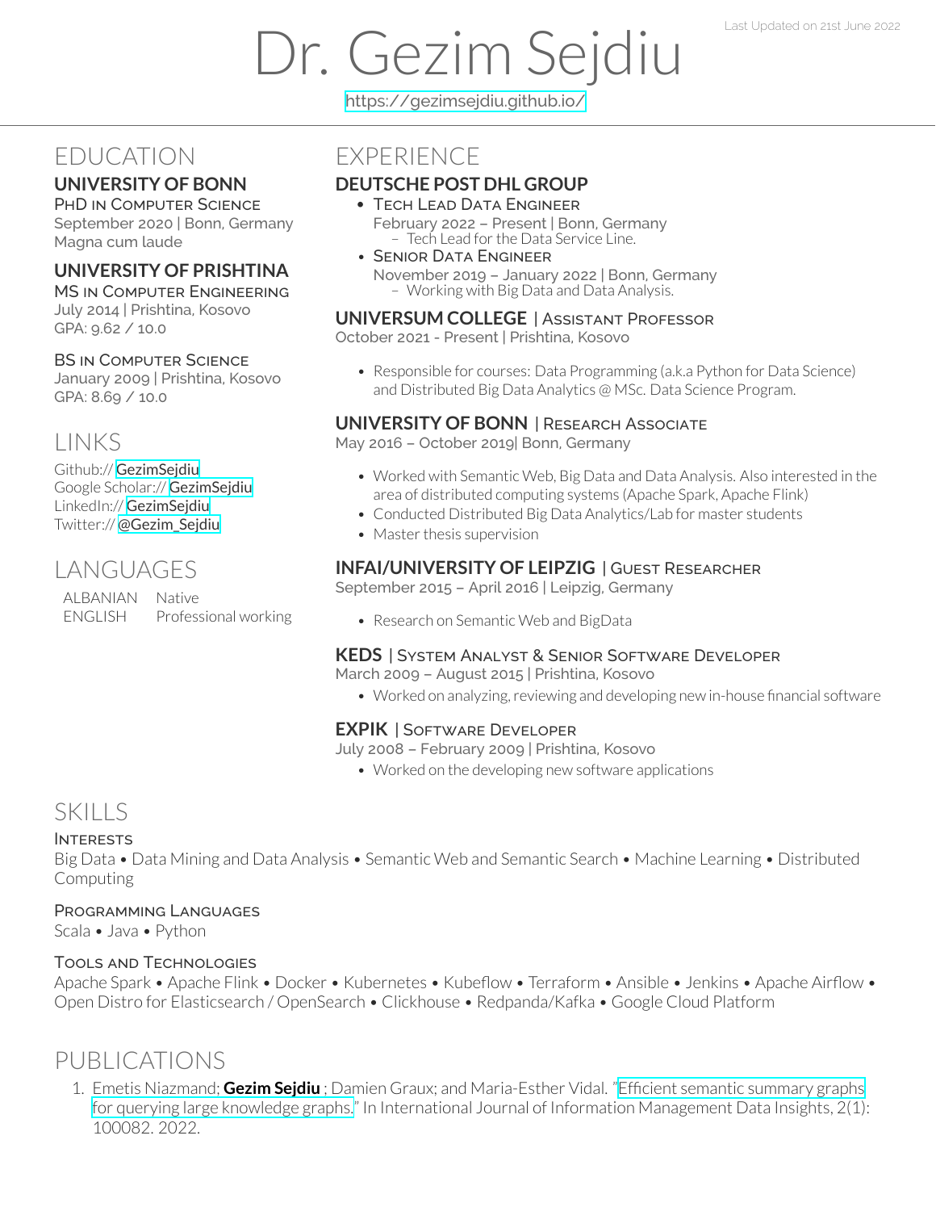Last Updated on 21st June 2022

# Dr. Gezim Sejdiu

https://gezimsejdiu.github.io/

## EDUCATION

### UNIVERSITY OF BONN

PHD IN COMPUTER SCIENCE
September 2020 | Bonn, Germany
Magna cum laude

### UNIVERSITY OF PRISHTINA

MS IN COMPUTER ENGINEERING
July 2014 | Prishtina, Kosovo
GPA: 9.62 / 10.0

BS IN COMPUTER SCIENCE
January 2009 | Prishtina, Kosovo
GPA: 8.69 / 10.0

## LINKS

Github:// GezimSejdiu
Google Scholar:// GezimSejdiu
LinkedIn:// GezimSejdiu
Twitter:// @Gezim_Sejdiu

## LANGUAGES

| | |
|---|---|
| ALBANIAN | Native |
| ENGLISH | Professional working |

## EXPERIENCE

### DEUTSCHE POST DHL GROUP

- TECH LEAD DATA ENGINEER
  February 2022 – Present | Bonn, Germany
  - Tech Lead for the Data Service Line.
- SENIOR DATA ENGINEER
  November 2019 – January 2022 | Bonn, Germany
  - Working with Big Data and Data Analysis.

### UNIVERSUM COLLEGE | ASSISTANT PROFESSOR

October 2021 - Present | Prishtina, Kosovo

- Responsible for courses: Data Programming (a.k.a Python for Data Science) and Distributed Big Data Analytics @ MSc. Data Science Program.

### UNIVERSITY OF BONN | RESEARCH ASSOCIATE

May 2016 – October 2019| Bonn, Germany

- Worked with Semantic Web, Big Data and Data Analysis. Also interested in the area of distributed computing systems (Apache Spark, Apache Flink)
- Conducted Distributed Big Data Analytics/Lab for master students
- Master thesis supervision

### INFAI/UNIVERSITY OF LEIPZIG | GUEST RESEARCHER

September 2015 – April 2016 | Leipzig, Germany

- Research on Semantic Web and BigData

### KEDS | SYSTEM ANALYST & SENIOR SOFTWARE DEVELOPER

March 2009 – August 2015 | Prishtina, Kosovo

- Worked on analyzing, reviewing and developing new in-house financial software

### EXPIK | SOFTWARE DEVELOPER

July 2008 – February 2009 | Prishtina, Kosovo

- Worked on the developing new software applications

## SKILLS

### INTERESTS

Big Data • Data Mining and Data Analysis • Semantic Web and Semantic Search • Machine Learning • Distributed Computing

### PROGRAMMING LANGUAGES

Scala • Java • Python

### TOOLS AND TECHNOLOGIES

Apache Spark • Apache Flink • Docker • Kubernetes • Kubeflow • Terraform • Ansible • Jenkins • Apache Airflow • Open Distro for Elasticsearch / OpenSearch • Clickhouse • Redpanda/Kafka • Google Cloud Platform

## PUBLICATIONS

1. Emetis Niazmand; **Gezim Sejdiu** ; Damien Graux; and Maria-Esther Vidal. "Efficient semantic summary graphs for querying large knowledge graphs." In International Journal of Information Management Data Insights, 2(1): 100082. 2022.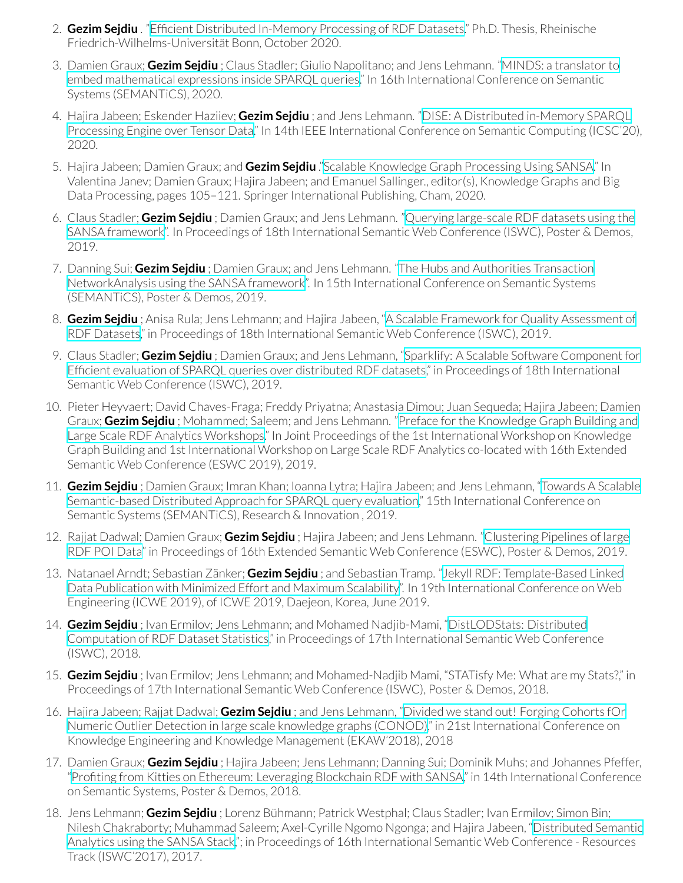2. **Gezim Sejdiu** . "Efficient Distributed In-Memory Processing of RDF Datasets." Ph.D. Thesis, Rheinische Friedrich-Wilhelms-Universität Bonn, October 2020.
3. Damien Graux; **Gezim Sejdiu** ; Claus Stadler; Giulio Napolitano; and Jens Lehmann. "MINDS: a translator to embed mathematical expressions inside SPARQL queries." In 16th International Conference on Semantic Systems (SEMANTiCS), 2020.
4. Hajira Jabeen; Eskender Haziiev; **Gezim Sejdiu** ; and Jens Lehmann. "DISE: A Distributed in-Memory SPARQL Processing Engine over Tensor Data." In 14th IEEE International Conference on Semantic Computing (ICSC'20), 2020.
5. Hajira Jabeen; Damien Graux; and **Gezim Sejdiu** ."Scalable Knowledge Graph Processing Using SANSA." In Valentina Janev; Damien Graux; Hajira Jabeen; and Emanuel Sallinger., editor(s), Knowledge Graphs and Big Data Processing, pages 105–121. Springer International Publishing, Cham, 2020.
6. Claus Stadler; **Gezim Sejdiu** ; Damien Graux; and Jens Lehmann. "Querying large-scale RDF datasets using the SANSA framework". In Proceedings of 18th International Semantic Web Conference (ISWC), Poster & Demos, 2019.
7. Danning Sui; **Gezim Sejdiu** ; Damien Graux; and Jens Lehmann. "The Hubs and Authorities Transaction NetworkAnalysis using the SANSA framework". In 15th International Conference on Semantic Systems (SEMANTiCS), Poster & Demos, 2019.
8. **Gezim Sejdiu** ; Anisa Rula; Jens Lehmann; and Hajira Jabeen, "A Scalable Framework for Quality Assessment of RDF Datasets," in Proceedings of 18th International Semantic Web Conference (ISWC), 2019.
9. Claus Stadler; **Gezim Sejdiu** ; Damien Graux; and Jens Lehmann, "Sparklify: A Scalable Software Component for Efficient evaluation of SPARQL queries over distributed RDF datasets," in Proceedings of 18th International Semantic Web Conference (ISWC), 2019.
10. Pieter Heyvaert; David Chaves-Fraga; Freddy Priyatna; Anastasia Dimou; Juan Sequeda; Hajira Jabeen; Damien Graux; **Gezim Sejdiu** ; Mohammed; Saleem; and Jens Lehmann. "Preface for the Knowledge Graph Building and Large Scale RDF Analytics Workshops." In Joint Proceedings of the 1st International Workshop on Knowledge Graph Building and 1st International Workshop on Large Scale RDF Analytics co-located with 16th Extended Semantic Web Conference (ESWC 2019), 2019.
11. **Gezim Sejdiu** ; Damien Graux; Imran Khan; Ioanna Lytra; Hajira Jabeen; and Jens Lehmann, "Towards A Scalable Semantic-based Distributed Approach for SPARQL query evaluation," 15th International Conference on Semantic Systems (SEMANTiCS), Research & Innovation , 2019.
12. Rajjat Dadwal; Damien Graux; **Gezim Sejdiu** ; Hajira Jabeen; and Jens Lehmann. "Clustering Pipelines of large RDF POI Data" in Proceedings of 16th Extended Semantic Web Conference (ESWC), Poster & Demos, 2019.
13. Natanael Arndt; Sebastian Zänker; **Gezim Sejdiu** ; and Sebastian Tramp. "Jekyll RDF: Template-Based Linked Data Publication with Minimized Effort and Maximum Scalability". In 19th International Conference on Web Engineering (ICWE 2019), of ICWE 2019, Daejeon, Korea, June 2019.
14. **Gezim Sejdiu** ; Ivan Ermilov; Jens Lehmann; and Mohamed Nadjib-Mami, "DistLODStats: Distributed Computation of RDF Dataset Statistics," in Proceedings of 17th International Semantic Web Conference (ISWC), 2018.
15. **Gezim Sejdiu** ; Ivan Ermilov; Jens Lehmann; and Mohamed-Nadjib Mami, "STATisfy Me: What are my Stats?," in Proceedings of 17th International Semantic Web Conference (ISWC), Poster & Demos, 2018.
16. Hajira Jabeen; Rajjat Dadwal; **Gezim Sejdiu** ; and Jens Lehmann, "Divided we stand out! Forging Cohorts fOr Numeric Outlier Detection in large scale knowledge graphs (CONOD)," in 21st International Conference on Knowledge Engineering and Knowledge Management (EKAW'2018), 2018
17. Damien Graux; **Gezim Sejdiu** ; Hajira Jabeen; Jens Lehmann; Danning Sui; Dominik Muhs; and Johannes Pfeffer, "Profiting from Kitties on Ethereum: Leveraging Blockchain RDF with SANSA," in 14th International Conference on Semantic Systems, Poster & Demos, 2018.
18. Jens Lehmann; **Gezim Sejdiu** ; Lorenz Bühmann; Patrick Westphal; Claus Stadler; Ivan Ermilov; Simon Bin; Nilesh Chakraborty; Muhammad Saleem; Axel-Cyrille Ngomo Ngonga; and Hajira Jabeen, "Distributed Semantic Analytics using the SANSA Stack,"; in Proceedings of 16th International Semantic Web Conference - Resources Track (ISWC'2017), 2017.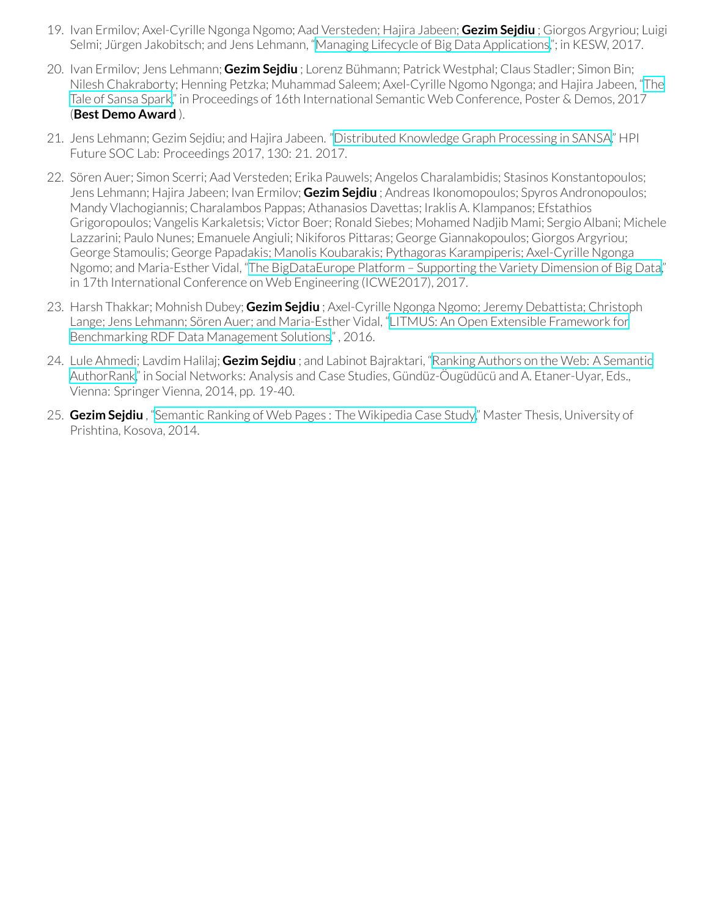19. Ivan Ermilov; Axel-Cyrille Ngonga Ngomo; Aad Versteden; Hajira Jabeen; **Gezim Sejdiu** ; Giorgos Argyriou; Luigi Selmi; Jürgen Jakobitsch; and Jens Lehmann, "Managing Lifecycle of Big Data Applications," ; in KESW, 2017.

20. Ivan Ermilov; Jens Lehmann; **Gezim Sejdiu** ; Lorenz Bühmann; Patrick Westphal; Claus Stadler; Simon Bin; Nilesh Chakraborty; Henning Petzka; Muhammad Saleem; Axel-Cyrille Ngomo Ngonga; and Hajira Jabeen, "The Tale of Sansa Spark," in Proceedings of 16th International Semantic Web Conference, Poster & Demos, 2017 (**Best Demo Award** ).

21. Jens Lehmann; Gezim Sejdiu; and Hajira Jabeen. "Distributed Knowledge Graph Processing in SANSA." HPI Future SOC Lab: Proceedings 2017, 130: 21. 2017.

22. Sören Auer; Simon Scerri; Aad Versteden; Erika Pauwels; Angelos Charalambidis; Stasinos Konstantopoulos; Jens Lehmann; Hajira Jabeen; Ivan Ermilov; **Gezim Sejdiu** ; Andreas Ikonomopoulos; Spyros Andronopoulos; Mandy Vlachogiannis; Charalambos Pappas; Athanasios Davettas; Iraklis A. Klampanos; Efstathios Grigoropoulos; Vangelis Karkaletsis; Victor Boer; Ronald Siebes; Mohamed Nadjib Mami; Sergio Albani; Michele Lazzarini; Paulo Nunes; Emanuele Angiuli; Nikiforos Pittaras; George Giannakopoulos; Giorgos Argyriou; George Stamoulis; George Papadakis; Manolis Koubarakis; Pythagoras Karampiperis; Axel-Cyrille Ngonga Ngomo; and Maria-Esther Vidal, "The BigDataEurope Platform – Supporting the Variety Dimension of Big Data," in 17th International Conference on Web Engineering (ICWE2017), 2017.

23. Harsh Thakkar; Mohnish Dubey; **Gezim Sejdiu** ; Axel-Cyrille Ngonga Ngomo; Jeremy Debattista; Christoph Lange; Jens Lehmann; Sören Auer; and Maria-Esther Vidal, "LITMUS: An Open Extensible Framework for Benchmarking RDF Data Management Solutions," , 2016.

24. Lule Ahmedi; Lavdim Halilaj; **Gezim Sejdiu** ; and Labinot Bajraktari, "Ranking Authors on the Web: A Semantic AuthorRank," in Social Networks: Analysis and Case Studies, Gündüz-Öügüdücü and A. Etaner-Uyar, Eds., Vienna: Springer Vienna, 2014, pp. 19-40.

25. **Gezim Sejdiu** , "Semantic Ranking of Web Pages : The Wikipedia Case Study," Master Thesis, University of Prishtina, Kosova, 2014.